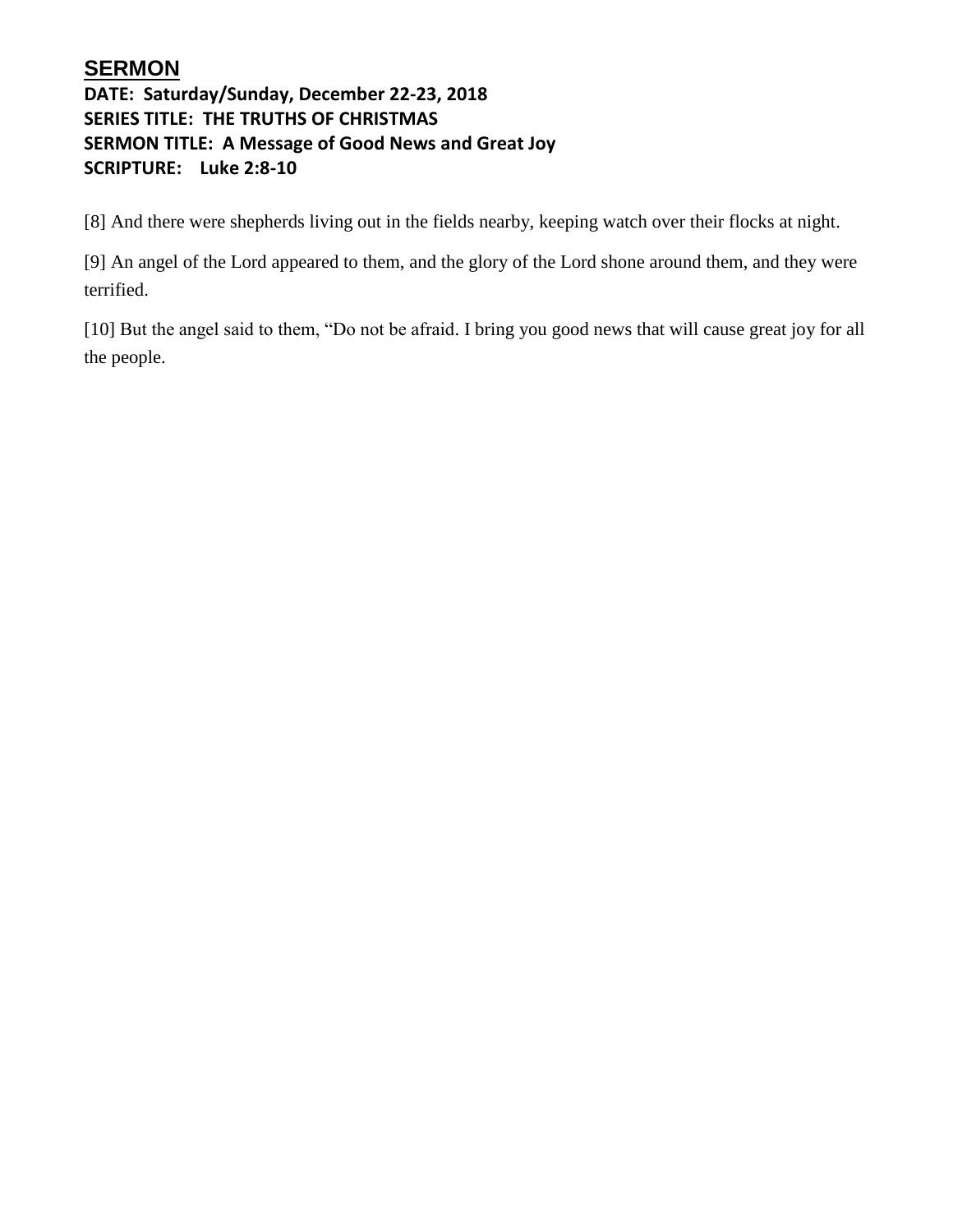# SERMON

**DATE: Saturday/Sunday, December 22-23, 2018**
**SERIES TITLE: THE TRUTHS OF CHRISTMAS**
**SERMON TITLE: A Message of Good News and Great Joy**
**SCRIPTURE: Luke 2:8-10**

[8] And there were shepherds living out in the fields nearby, keeping watch over their flocks at night.

[9] An angel of the Lord appeared to them, and the glory of the Lord shone around them, and they were terrified.

[10] But the angel said to them, "Do not be afraid. I bring you good news that will cause great joy for all the people.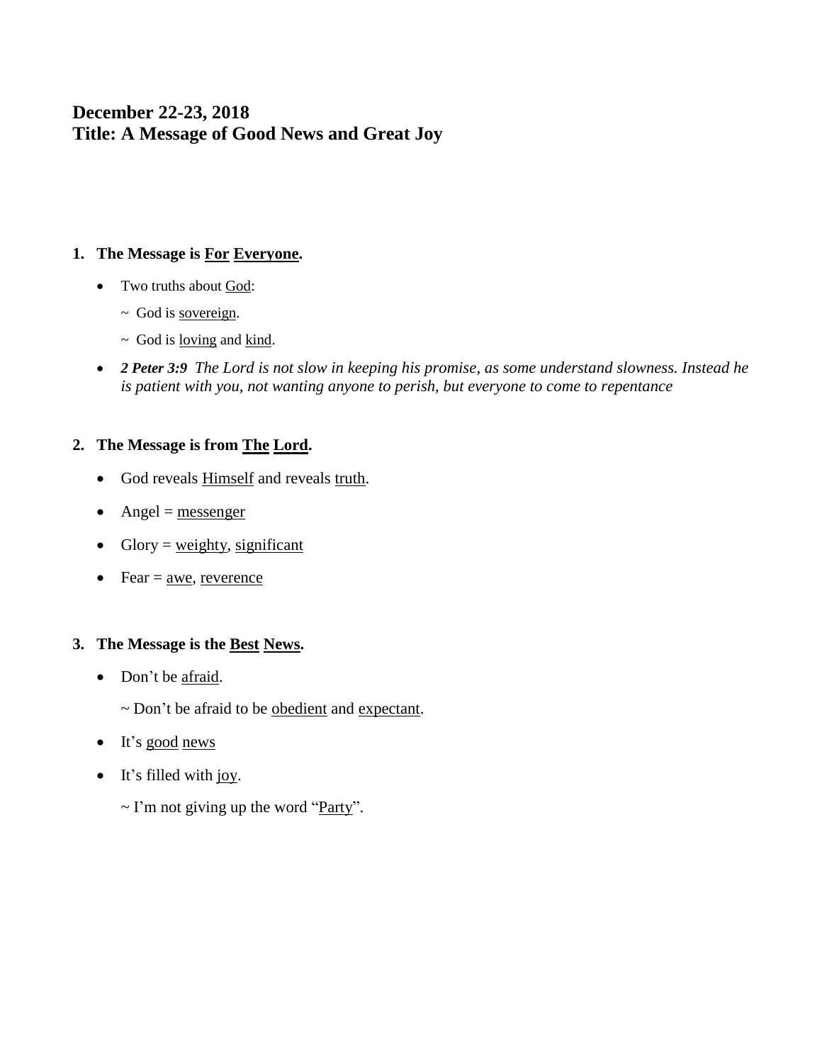## December 22-23, 2018
## Title: A Message of Good News and Great Joy

### 1. The Message is <u>For</u> <u>Everyone</u>.

- Two truths about <u>God</u>:

  ~ God is <u>sovereign</u>.

  ~ God is <u>loving</u> and <u>kind</u>.

- ***2 Peter 3:9*** *The Lord is not slow in keeping his promise, as some understand slowness. Instead he is patient with you, not wanting anyone to perish, but everyone to come to repentance*

### 2. The Message is from <u>The</u> <u>Lord</u>.

- God reveals <u>Himself</u> and reveals <u>truth</u>.
- Angel = <u>messenger</u>
- Glory = <u>weighty</u>, <u>significant</u>
- Fear = <u>awe</u>, <u>reverence</u>

### 3. The Message is the <u>Best</u> <u>News</u>.

- Don't be <u>afraid</u>.

  ~ Don't be afraid to be <u>obedient</u> and <u>expectant</u>.

- It's <u>good</u> <u>news</u>
- It's filled with <u>joy</u>.

  ~ I'm not giving up the word "<u>Party</u>".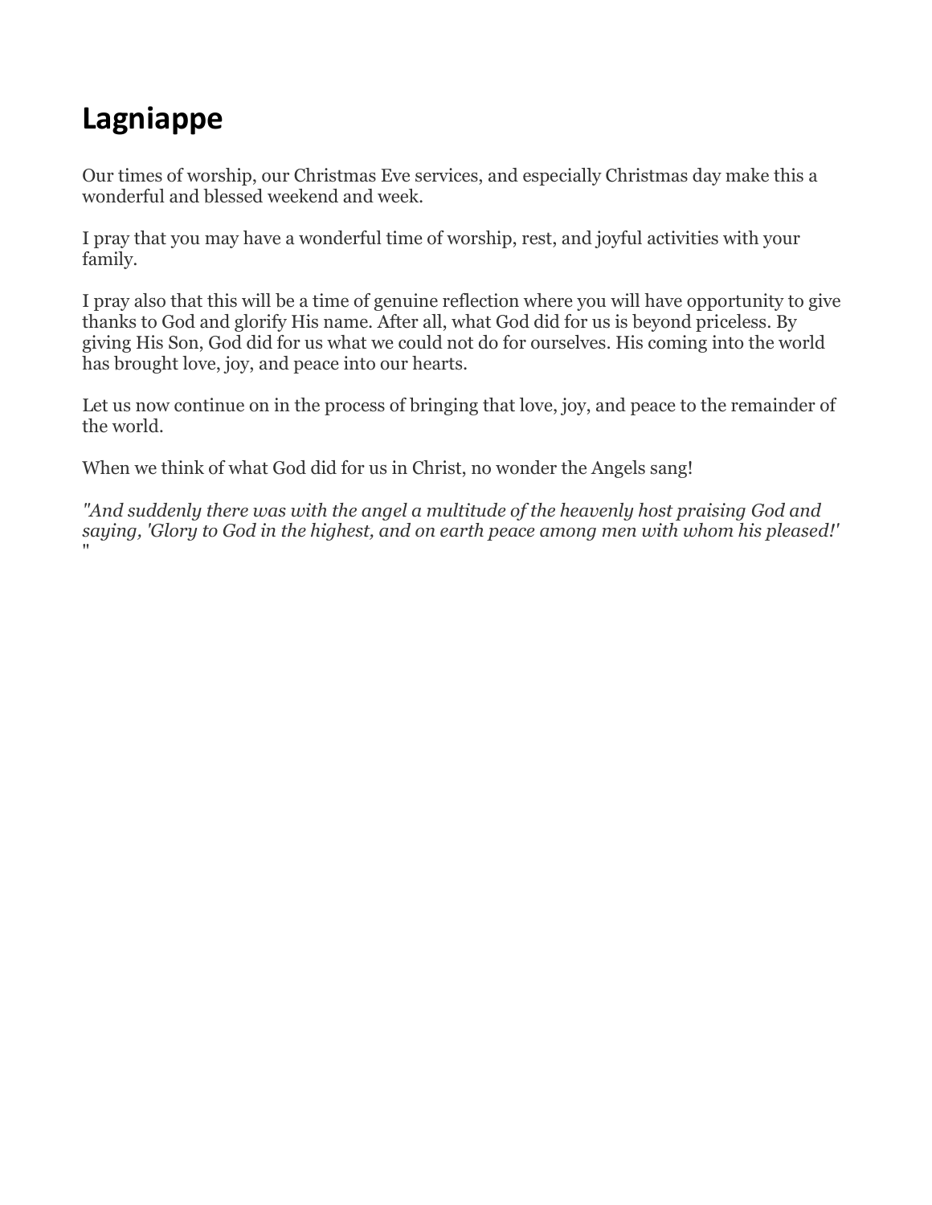# Lagniappe

Our times of worship, our Christmas Eve services, and especially Christmas day make this a wonderful and blessed weekend and week.

I pray that you may have a wonderful time of worship, rest, and joyful activities with your family.

I pray also that this will be a time of genuine reflection where you will have opportunity to give thanks to God and glorify His name. After all, what God did for us is beyond priceless. By giving His Son, God did for us what we could not do for ourselves. His coming into the world has brought love, joy, and peace into our hearts.

Let us now continue on in the process of bringing that love, joy, and peace to the remainder of the world.

When we think of what God did for us in Christ, no wonder the Angels sang!

*"And suddenly there was with the angel a multitude of the heavenly host praising God and saying, 'Glory to God in the highest, and on earth peace among men with whom his pleased!'*
*"*